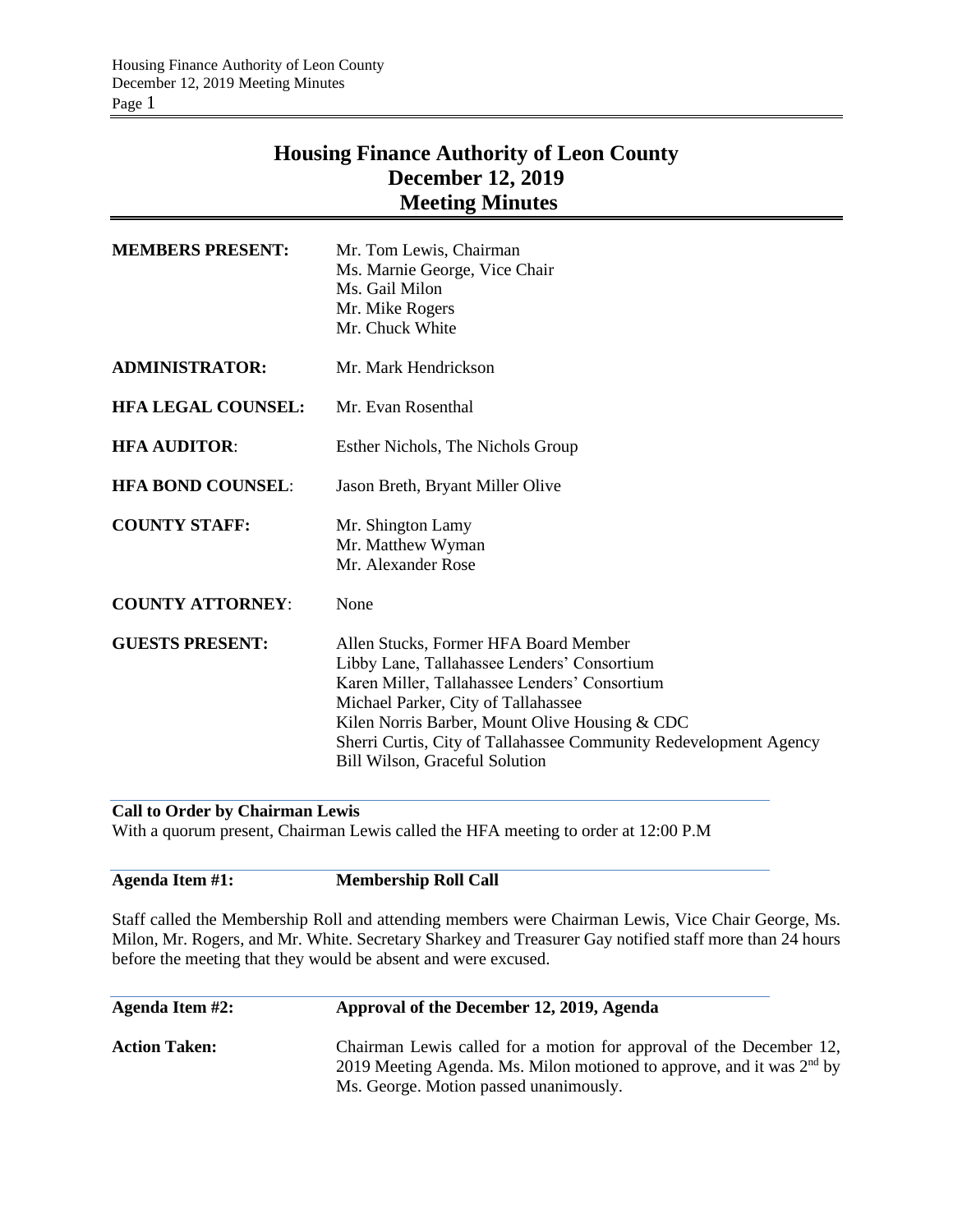# Housing Finance Authority of Leon County
## December 12, 2019
## Meeting Minutes

| | |
|---|---|
| **MEMBERS PRESENT:** | Mr. Tom Lewis, Chairman<br>Ms. Marnie George, Vice Chair<br>Ms. Gail Milon<br>Mr. Mike Rogers<br>Mr. Chuck White |
| **ADMINISTRATOR:** | Mr. Mark Hendrickson |
| **HFA LEGAL COUNSEL:** | Mr. Evan Rosenthal |
| **HFA AUDITOR:** | Esther Nichols, The Nichols Group |
| **HFA BOND COUNSEL:** | Jason Breth, Bryant Miller Olive |
| **COUNTY STAFF:** | Mr. Shington Lamy<br>Mr. Matthew Wyman<br>Mr. Alexander Rose |
| **COUNTY ATTORNEY:** | None |
| **GUESTS PRESENT:** | Allen Stucks, Former HFA Board Member<br>Libby Lane, Tallahassee Lenders' Consortium<br>Karen Miller, Tallahassee Lenders' Consortium<br>Michael Parker, City of Tallahassee<br>Kilen Norris Barber, Mount Olive Housing & CDC<br>Sherri Curtis, City of Tallahassee Community Redevelopment Agency<br>Bill Wilson, Graceful Solution |

**Call to Order by Chairman Lewis**

With a quorum present, Chairman Lewis called the HFA meeting to order at 12:00 P.M

**Agenda Item #1: Membership Roll Call**

Staff called the Membership Roll and attending members were Chairman Lewis, Vice Chair George, Ms. Milon, Mr. Rogers, and Mr. White. Secretary Sharkey and Treasurer Gay notified staff more than 24 hours before the meeting that they would be absent and were excused.

**Agenda Item #2: Approval of the December 12, 2019, Agenda**

**Action Taken:** Chairman Lewis called for a motion for approval of the December 12, 2019 Meeting Agenda. Ms. Milon motioned to approve, and it was 2nd by Ms. George. Motion passed unanimously.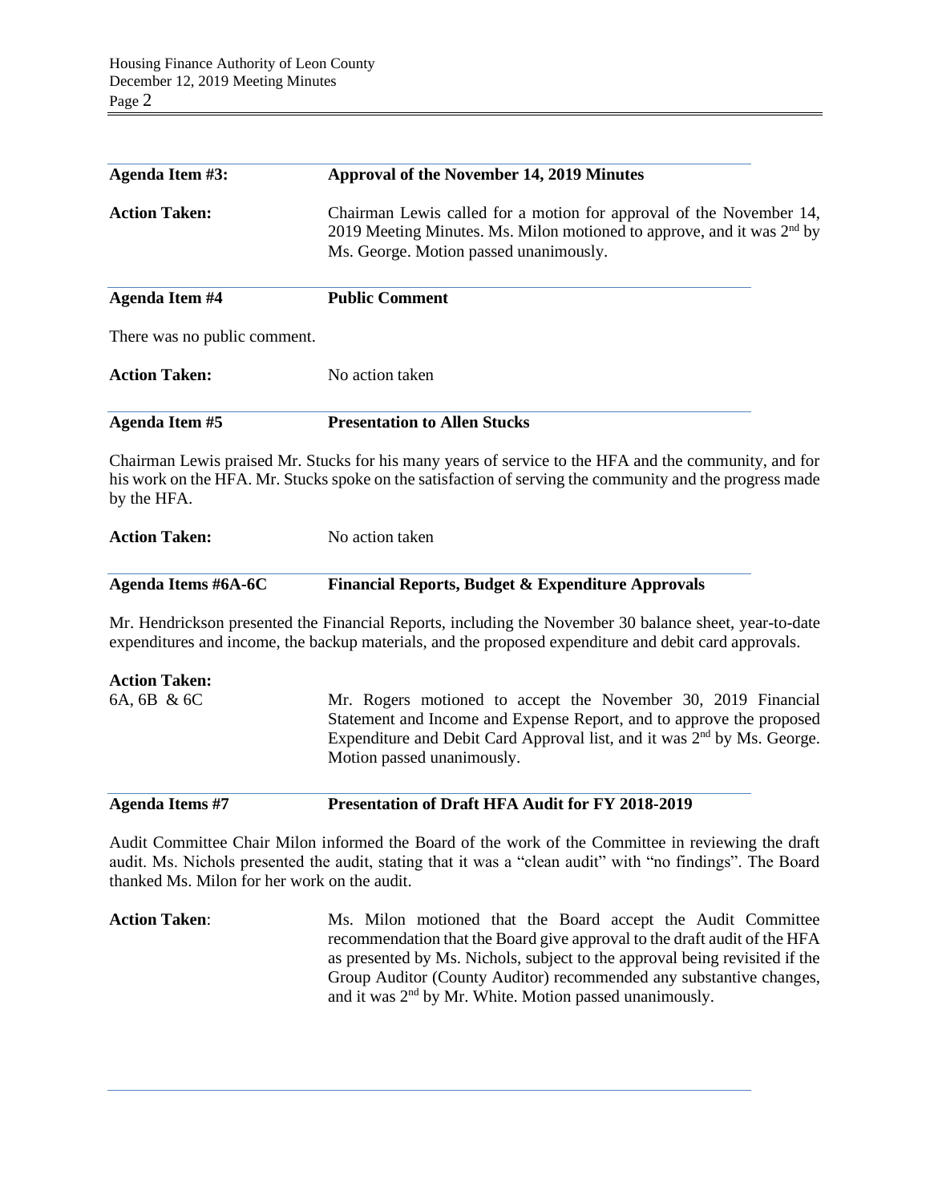**Agenda Item #3:** **Approval of the November 14, 2019 Minutes**

**Action Taken:** Chairman Lewis called for a motion for approval of the November 14, 2019 Meeting Minutes. Ms. Milon motioned to approve, and it was 2nd by Ms. George. Motion passed unanimously.

**Agenda Item #4** **Public Comment**

There was no public comment.

**Action Taken:** No action taken

**Agenda Item #5** **Presentation to Allen Stucks**

Chairman Lewis praised Mr. Stucks for his many years of service to the HFA and the community, and for his work on the HFA. Mr. Stucks spoke on the satisfaction of serving the community and the progress made by the HFA.

**Action Taken:** No action taken

**Agenda Items #6A-6C** **Financial Reports, Budget & Expenditure Approvals**

Mr. Hendrickson presented the Financial Reports, including the November 30 balance sheet, year-to-date expenditures and income, the backup materials, and the proposed expenditure and debit card approvals.

**Action Taken:**
6A, 6B & 6C Mr. Rogers motioned to accept the November 30, 2019 Financial Statement and Income and Expense Report, and to approve the proposed Expenditure and Debit Card Approval list, and it was 2nd by Ms. George. Motion passed unanimously.

**Agenda Items #7** **Presentation of Draft HFA Audit for FY 2018-2019**

Audit Committee Chair Milon informed the Board of the work of the Committee in reviewing the draft audit. Ms. Nichols presented the audit, stating that it was a "clean audit" with "no findings". The Board thanked Ms. Milon for her work on the audit.

**Action Taken**: Ms. Milon motioned that the Board accept the Audit Committee recommendation that the Board give approval to the draft audit of the HFA as presented by Ms. Nichols, subject to the approval being revisited if the Group Auditor (County Auditor) recommended any substantive changes, and it was 2nd by Mr. White. Motion passed unanimously.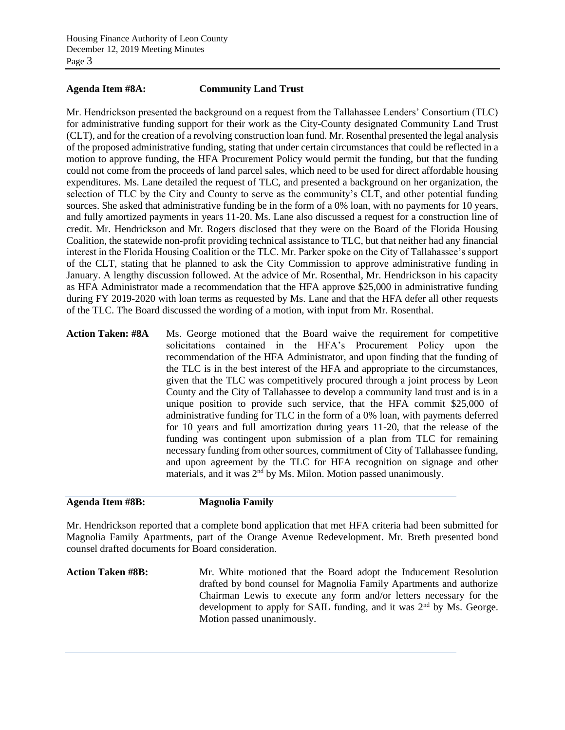**Agenda Item #8A: Community Land Trust**

Mr. Hendrickson presented the background on a request from the Tallahassee Lenders' Consortium (TLC) for administrative funding support for their work as the City-County designated Community Land Trust (CLT), and for the creation of a revolving construction loan fund. Mr. Rosenthal presented the legal analysis of the proposed administrative funding, stating that under certain circumstances that could be reflected in a motion to approve funding, the HFA Procurement Policy would permit the funding, but that the funding could not come from the proceeds of land parcel sales, which need to be used for direct affordable housing expenditures. Ms. Lane detailed the request of TLC, and presented a background on her organization, the selection of TLC by the City and County to serve as the community's CLT, and other potential funding sources. She asked that administrative funding be in the form of a 0% loan, with no payments for 10 years, and fully amortized payments in years 11-20. Ms. Lane also discussed a request for a construction line of credit. Mr. Hendrickson and Mr. Rogers disclosed that they were on the Board of the Florida Housing Coalition, the statewide non-profit providing technical assistance to TLC, but that neither had any financial interest in the Florida Housing Coalition or the TLC. Mr. Parker spoke on the City of Tallahassee's support of the CLT, stating that he planned to ask the City Commission to approve administrative funding in January. A lengthy discussion followed. At the advice of Mr. Rosenthal, Mr. Hendrickson in his capacity as HFA Administrator made a recommendation that the HFA approve $25,000 in administrative funding during FY 2019-2020 with loan terms as requested by Ms. Lane and that the HFA defer all other requests of the TLC. The Board discussed the wording of a motion, with input from Mr. Rosenthal.

**Action Taken: #8A** Ms. George motioned that the Board waive the requirement for competitive solicitations contained in the HFA's Procurement Policy upon the recommendation of the HFA Administrator, and upon finding that the funding of the TLC is in the best interest of the HFA and appropriate to the circumstances, given that the TLC was competitively procured through a joint process by Leon County and the City of Tallahassee to develop a community land trust and is in a unique position to provide such service, that the HFA commit $25,000 of administrative funding for TLC in the form of a 0% loan, with payments deferred for 10 years and full amortization during years 11-20, that the release of the funding was contingent upon submission of a plan from TLC for remaining necessary funding from other sources, commitment of City of Tallahassee funding, and upon agreement by the TLC for HFA recognition on signage and other materials, and it was 2nd by Ms. Milon. Motion passed unanimously.

---

**Agenda Item #8B: Magnolia Family**

Mr. Hendrickson reported that a complete bond application that met HFA criteria had been submitted for Magnolia Family Apartments, part of the Orange Avenue Redevelopment. Mr. Breth presented bond counsel drafted documents for Board consideration.

**Action Taken #8B:** Mr. White motioned that the Board adopt the Inducement Resolution drafted by bond counsel for Magnolia Family Apartments and authorize Chairman Lewis to execute any form and/or letters necessary for the development to apply for SAIL funding, and it was 2nd by Ms. George. Motion passed unanimously.

---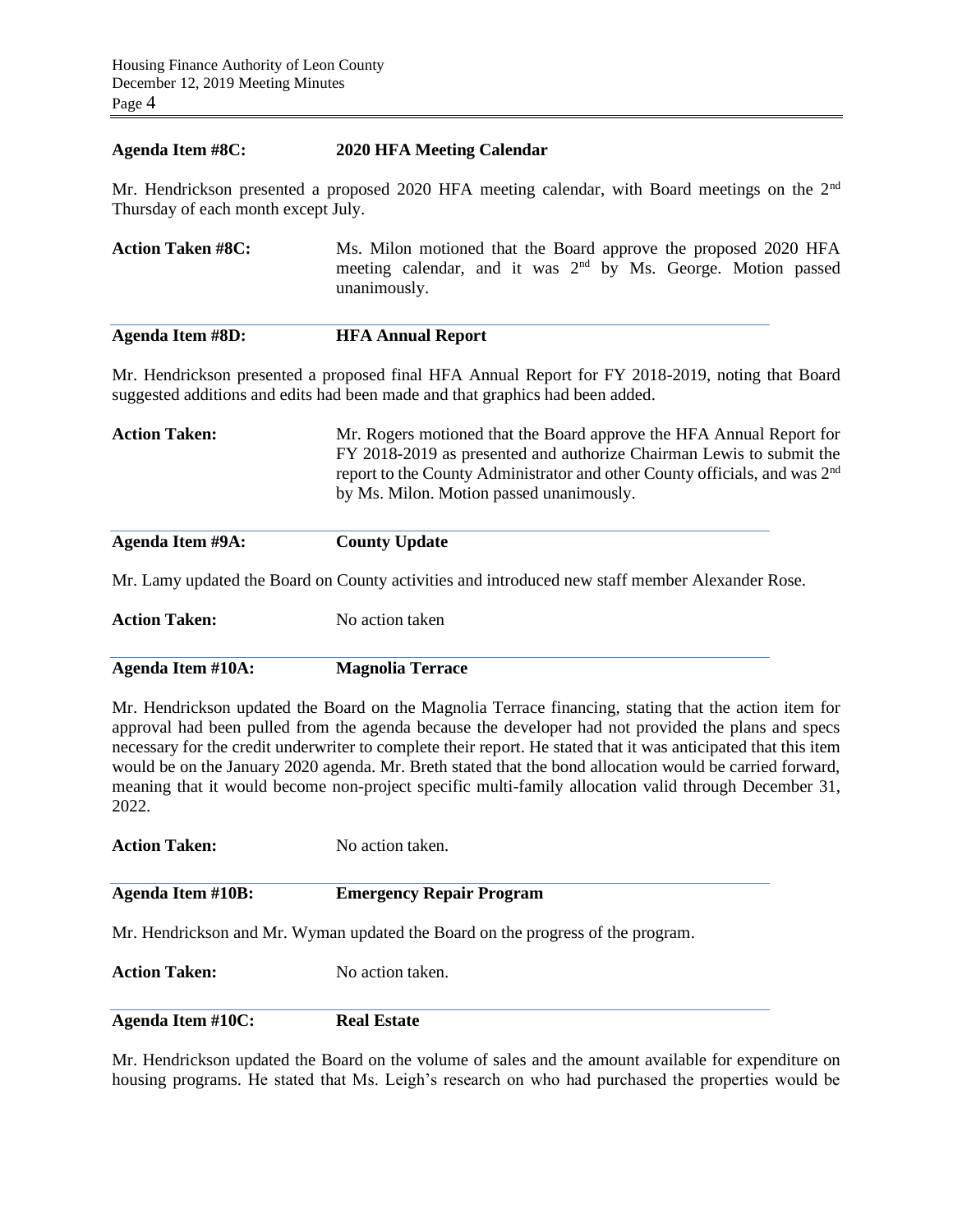**Agenda Item #8C:** **2020 HFA Meeting Calendar**

Mr. Hendrickson presented a proposed 2020 HFA meeting calendar, with Board meetings on the 2nd Thursday of each month except July.

**Action Taken #8C:** Ms. Milon motioned that the Board approve the proposed 2020 HFA meeting calendar, and it was 2nd by Ms. George. Motion passed unanimously.

**Agenda Item #8D:** **HFA Annual Report**

Mr. Hendrickson presented a proposed final HFA Annual Report for FY 2018-2019, noting that Board suggested additions and edits had been made and that graphics had been added.

**Action Taken:** Mr. Rogers motioned that the Board approve the HFA Annual Report for FY 2018-2019 as presented and authorize Chairman Lewis to submit the report to the County Administrator and other County officials, and was 2nd by Ms. Milon. Motion passed unanimously.

**Agenda Item #9A:** **County Update**

Mr. Lamy updated the Board on County activities and introduced new staff member Alexander Rose.

**Action Taken:** No action taken

**Agenda Item #10A:** **Magnolia Terrace**

Mr. Hendrickson updated the Board on the Magnolia Terrace financing, stating that the action item for approval had been pulled from the agenda because the developer had not provided the plans and specs necessary for the credit underwriter to complete their report. He stated that it was anticipated that this item would be on the January 2020 agenda. Mr. Breth stated that the bond allocation would be carried forward, meaning that it would become non-project specific multi-family allocation valid through December 31, 2022.

**Action Taken:** No action taken.

**Agenda Item #10B:** **Emergency Repair Program**

Mr. Hendrickson and Mr. Wyman updated the Board on the progress of the program.

**Action Taken:** No action taken.

**Agenda Item #10C:** **Real Estate**

Mr. Hendrickson updated the Board on the volume of sales and the amount available for expenditure on housing programs. He stated that Ms. Leigh's research on who had purchased the properties would be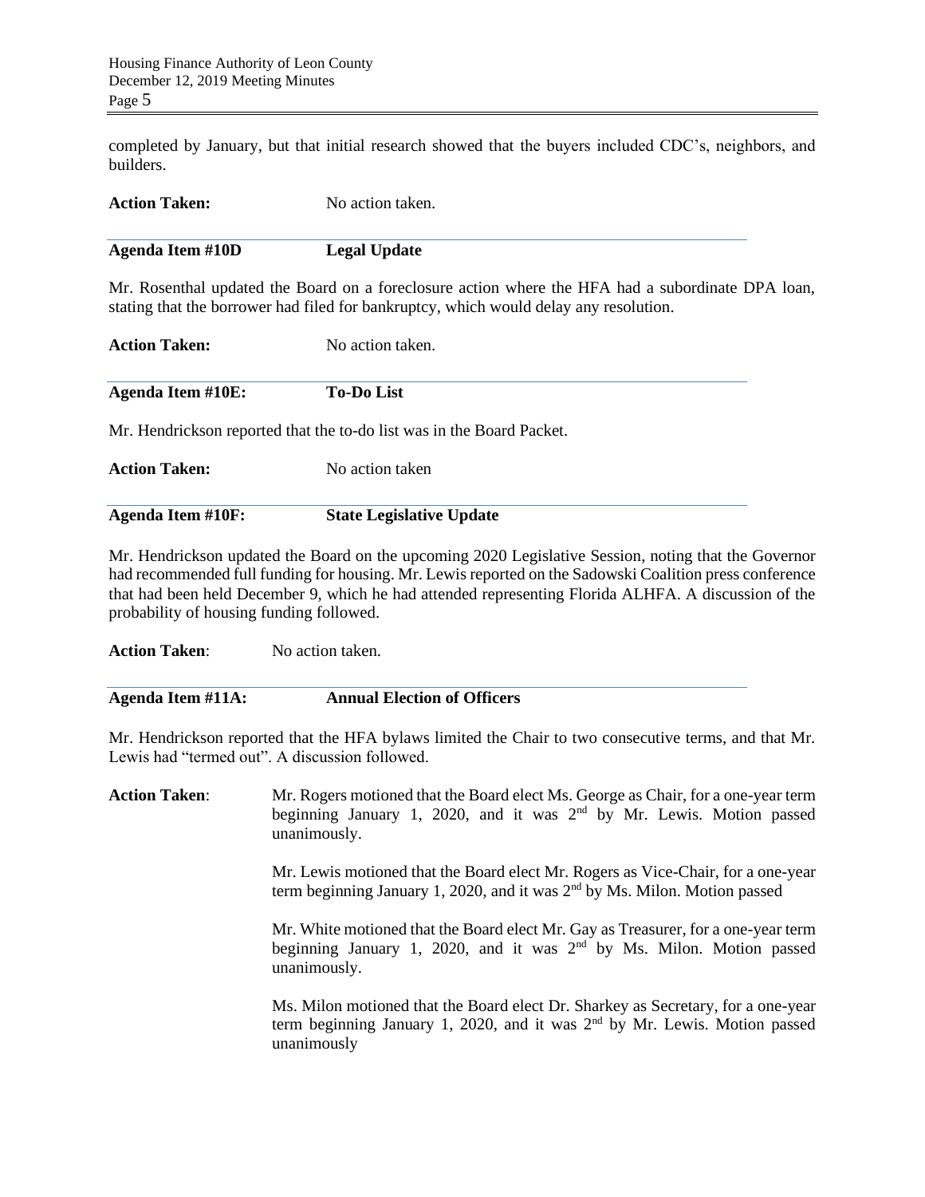completed by January, but that initial research showed that the buyers included CDC's, neighbors, and builders.

**Action Taken:** No action taken.

**Agenda Item #10D** **Legal Update**

Mr. Rosenthal updated the Board on a foreclosure action where the HFA had a subordinate DPA loan, stating that the borrower had filed for bankruptcy, which would delay any resolution.

**Action Taken:** No action taken.

**Agenda Item #10E:** **To-Do List**

Mr. Hendrickson reported that the to-do list was in the Board Packet.

**Action Taken:** No action taken

**Agenda Item #10F:** **State Legislative Update**

Mr. Hendrickson updated the Board on the upcoming 2020 Legislative Session, noting that the Governor had recommended full funding for housing. Mr. Lewis reported on the Sadowski Coalition press conference that had been held December 9, which he had attended representing Florida ALHFA. A discussion of the probability of housing funding followed.

**Action Taken**: No action taken.

**Agenda Item #11A:** **Annual Election of Officers**

Mr. Hendrickson reported that the HFA bylaws limited the Chair to two consecutive terms, and that Mr. Lewis had "termed out". A discussion followed.

**Action Taken**: Mr. Rogers motioned that the Board elect Ms. George as Chair, for a one-year term beginning January 1, 2020, and it was 2nd by Mr. Lewis. Motion passed unanimously.

Mr. Lewis motioned that the Board elect Mr. Rogers as Vice-Chair, for a one-year term beginning January 1, 2020, and it was 2nd by Ms. Milon. Motion passed

Mr. White motioned that the Board elect Mr. Gay as Treasurer, for a one-year term beginning January 1, 2020, and it was 2nd by Ms. Milon. Motion passed unanimously.

Ms. Milon motioned that the Board elect Dr. Sharkey as Secretary, for a one-year term beginning January 1, 2020, and it was 2nd by Mr. Lewis. Motion passed unanimously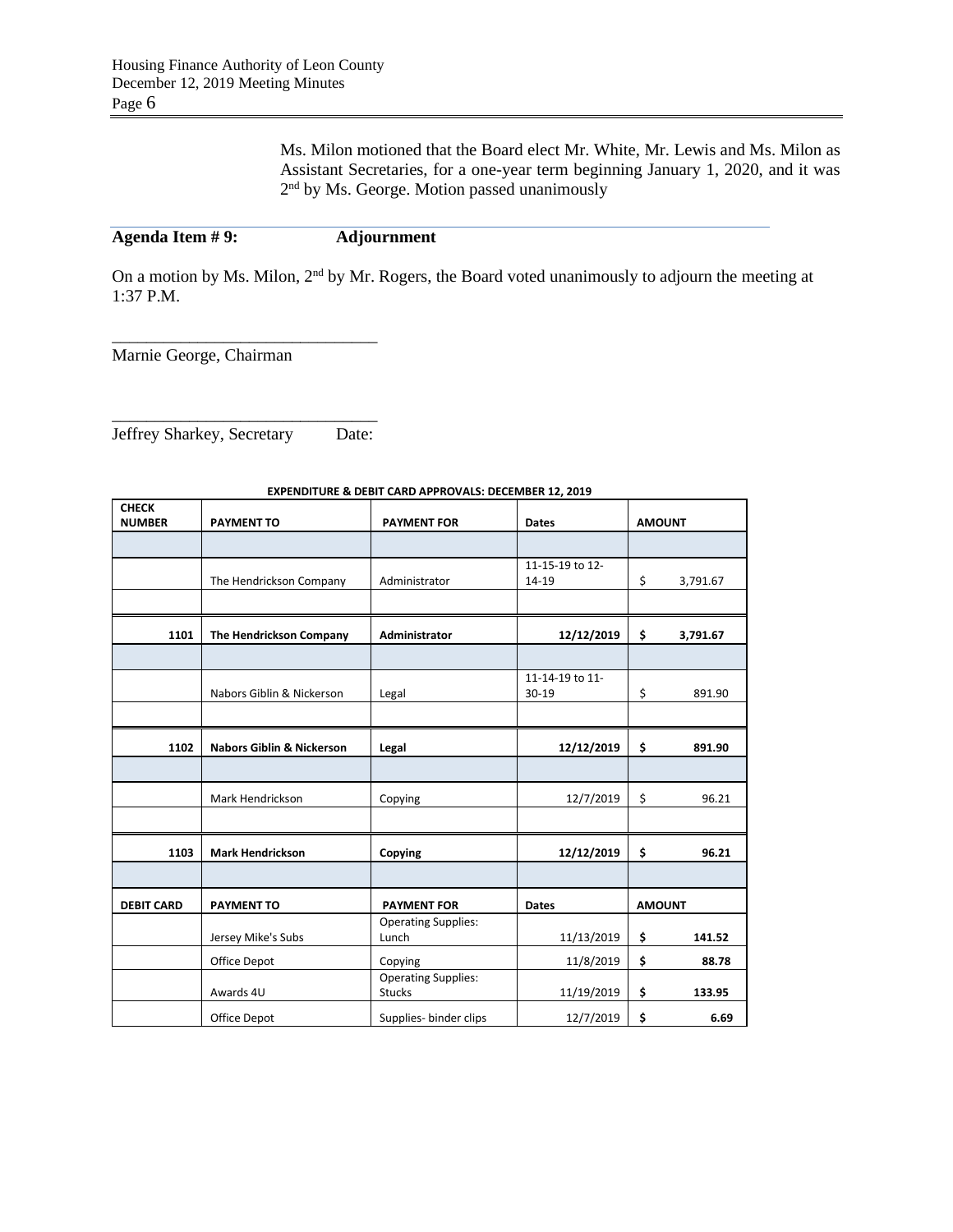Ms. Milon motioned that the Board elect Mr. White, Mr. Lewis and Ms. Milon as Assistant Secretaries, for a one-year term beginning January 1, 2020, and it was 2nd by Ms. George. Motion passed unanimously

## Agenda Item # 9: Adjournment

On a motion by Ms. Milon, 2nd by Mr. Rogers, the Board voted unanimously to adjourn the meeting at 1:37 P.M.

_______________________________
Marnie George, Chairman

_______________________________
Jeffrey Sharkey, Secretary Date:

**EXPENDITURE & DEBIT CARD APPROVALS: DECEMBER 12, 2019**

| CHECK NUMBER | PAYMENT TO | PAYMENT FOR | Dates | AMOUNT |
|---|---|---|---|---|
| | | | | |
| | The Hendrickson Company | Administrator | 11-15-19 to 12-14-19 | $ 3,791.67 |
| | | | | |
| **1101** | **The Hendrickson Company** | **Administrator** | **12/12/2019** | **$ 3,791.67** |
| | | | | |
| | Nabors Giblin & Nickerson | Legal | 11-14-19 to 11-30-19 | $ 891.90 |
| | | | | |
| **1102** | **Nabors Giblin & Nickerson** | **Legal** | **12/12/2019** | **$ 891.90** |
| | | | | |
| | Mark Hendrickson | Copying | 12/7/2019 | $ 96.21 |
| | | | | |
| **1103** | **Mark Hendrickson** | **Copying** | **12/12/2019** | **$ 96.21** |
| | | | | |
| **DEBIT CARD** | **PAYMENT TO** | **PAYMENT FOR** | **Dates** | **AMOUNT** |
| | Jersey Mike's Subs | Operating Supplies: Lunch | 11/13/2019 | **$ 141.52** |
| | Office Depot | Copying | 11/8/2019 | **$ 88.78** |
| | Awards 4U | Operating Supplies: Stucks | 11/19/2019 | **$ 133.95** |
| | Office Depot | Supplies- binder clips | 12/7/2019 | **$ 6.69** |